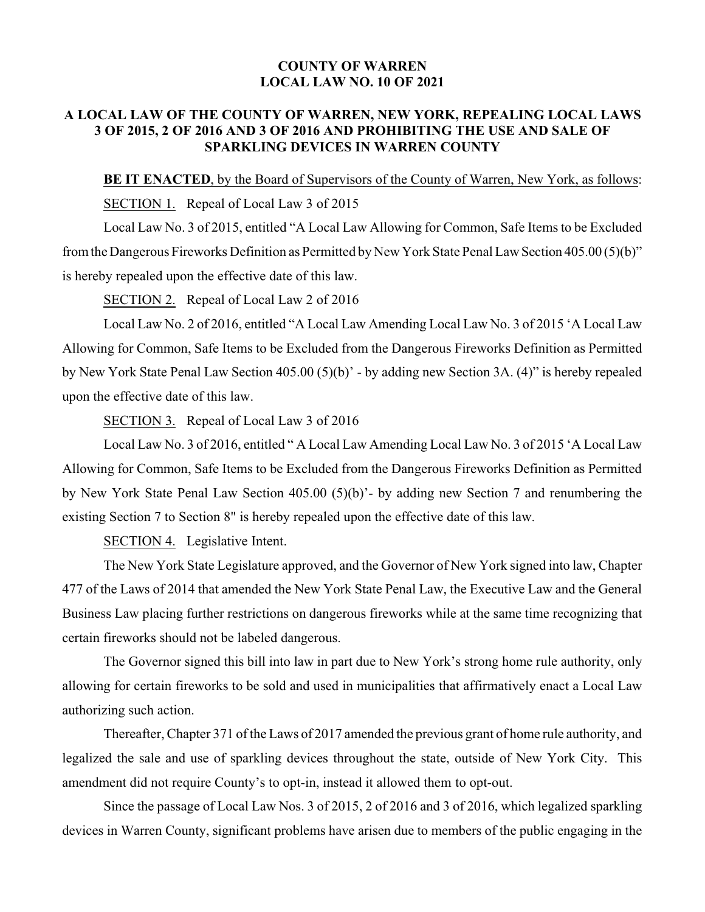# COUNTY OF WARREN
# LOCAL LAW NO. 10 OF 2021

## A LOCAL LAW OF THE COUNTY OF WARREN, NEW YORK, REPEALING LOCAL LAWS 3 OF 2015, 2 OF 2016 AND 3 OF 2016 AND PROHIBITING THE USE AND SALE OF SPARKLING DEVICES IN WARREN COUNTY

**BE IT ENACTED**, by the Board of Supervisors of the County of Warren, New York, as follows:

SECTION 1. Repeal of Local Law 3 of 2015

Local Law No. 3 of 2015, entitled "A Local Law Allowing for Common, Safe Items to be Excluded from the Dangerous Fireworks Definition as Permitted by New York State Penal Law Section 405.00 (5)(b)" is hereby repealed upon the effective date of this law.

SECTION 2. Repeal of Local Law 2 of 2016

Local Law No. 2 of 2016, entitled "A Local Law Amending Local Law No. 3 of 2015 'A Local Law Allowing for Common, Safe Items to be Excluded from the Dangerous Fireworks Definition as Permitted by New York State Penal Law Section 405.00 (5)(b)' - by adding new Section 3A. (4)" is hereby repealed upon the effective date of this law.

SECTION 3. Repeal of Local Law 3 of 2016

Local Law No. 3 of 2016, entitled " A Local Law Amending Local Law No. 3 of 2015 'A Local Law Allowing for Common, Safe Items to be Excluded from the Dangerous Fireworks Definition as Permitted by New York State Penal Law Section 405.00 (5)(b)'- by adding new Section 7 and renumbering the existing Section 7 to Section 8" is hereby repealed upon the effective date of this law.

SECTION 4. Legislative Intent.

The New York State Legislature approved, and the Governor of New York signed into law, Chapter 477 of the Laws of 2014 that amended the New York State Penal Law, the Executive Law and the General Business Law placing further restrictions on dangerous fireworks while at the same time recognizing that certain fireworks should not be labeled dangerous.

The Governor signed this bill into law in part due to New York's strong home rule authority, only allowing for certain fireworks to be sold and used in municipalities that affirmatively enact a Local Law authorizing such action.

Thereafter, Chapter 371 of the Laws of 2017 amended the previous grant of home rule authority, and legalized the sale and use of sparkling devices throughout the state, outside of New York City. This amendment did not require County's to opt-in, instead it allowed them to opt-out.

Since the passage of Local Law Nos. 3 of 2015, 2 of 2016 and 3 of 2016, which legalized sparkling devices in Warren County, significant problems have arisen due to members of the public engaging in the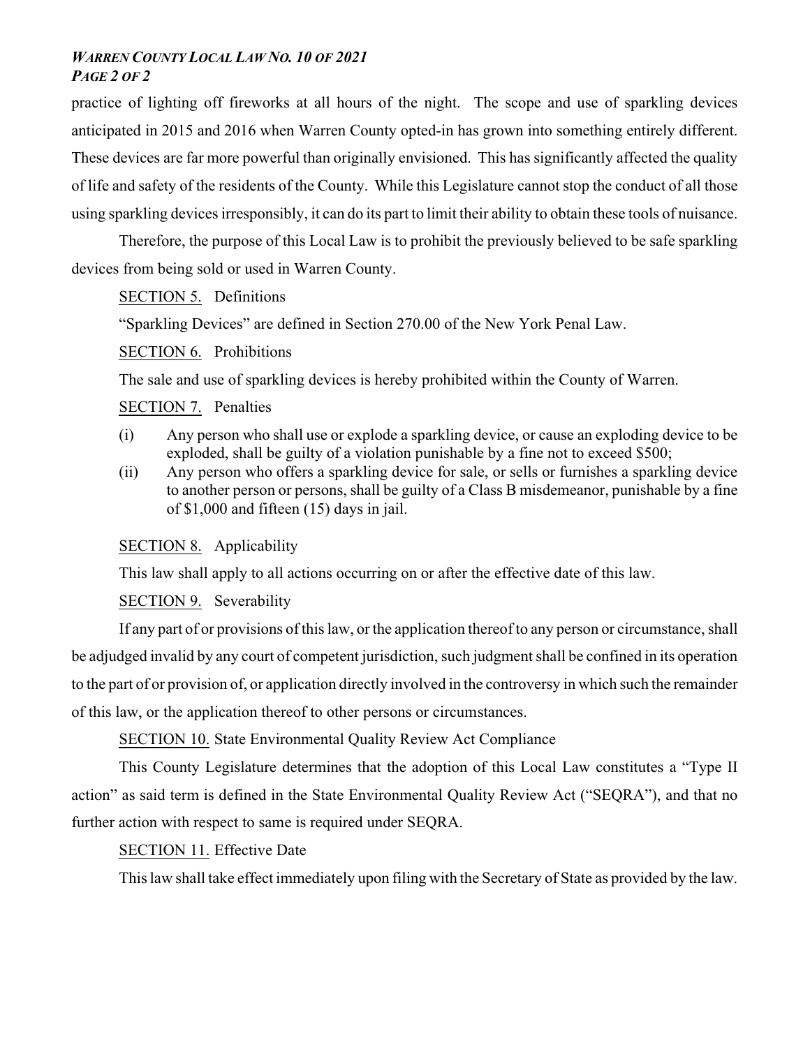practice of lighting off fireworks at all hours of the night. The scope and use of sparkling devices anticipated in 2015 and 2016 when Warren County opted-in has grown into something entirely different. These devices are far more powerful than originally envisioned. This has significantly affected the quality of life and safety of the residents of the County. While this Legislature cannot stop the conduct of all those using sparkling devices irresponsibly, it can do its part to limit their ability to obtain these tools of nuisance.

Therefore, the purpose of this Local Law is to prohibit the previously believed to be safe sparkling devices from being sold or used in Warren County.

SECTION 5. Definitions

"Sparkling Devices" are defined in Section 270.00 of the New York Penal Law.

SECTION 6. Prohibitions

The sale and use of sparkling devices is hereby prohibited within the County of Warren.

SECTION 7. Penalties

(i) Any person who shall use or explode a sparkling device, or cause an exploding device to be exploded, shall be guilty of a violation punishable by a fine not to exceed $500;

(ii) Any person who offers a sparkling device for sale, or sells or furnishes a sparkling device to another person or persons, shall be guilty of a Class B misdemeanor, punishable by a fine of $1,000 and fifteen (15) days in jail.

SECTION 8. Applicability

This law shall apply to all actions occurring on or after the effective date of this law.

SECTION 9. Severability

If any part of or provisions of this law, or the application thereof to any person or circumstance, shall be adjudged invalid by any court of competent jurisdiction, such judgment shall be confined in its operation to the part of or provision of, or application directly involved in the controversy in which such the remainder of this law, or the application thereof to other persons or circumstances.

SECTION 10. State Environmental Quality Review Act Compliance

This County Legislature determines that the adoption of this Local Law constitutes a "Type II action" as said term is defined in the State Environmental Quality Review Act ("SEQRA"), and that no further action with respect to same is required under SEQRA.

SECTION 11. Effective Date

This law shall take effect immediately upon filing with the Secretary of State as provided by the law.